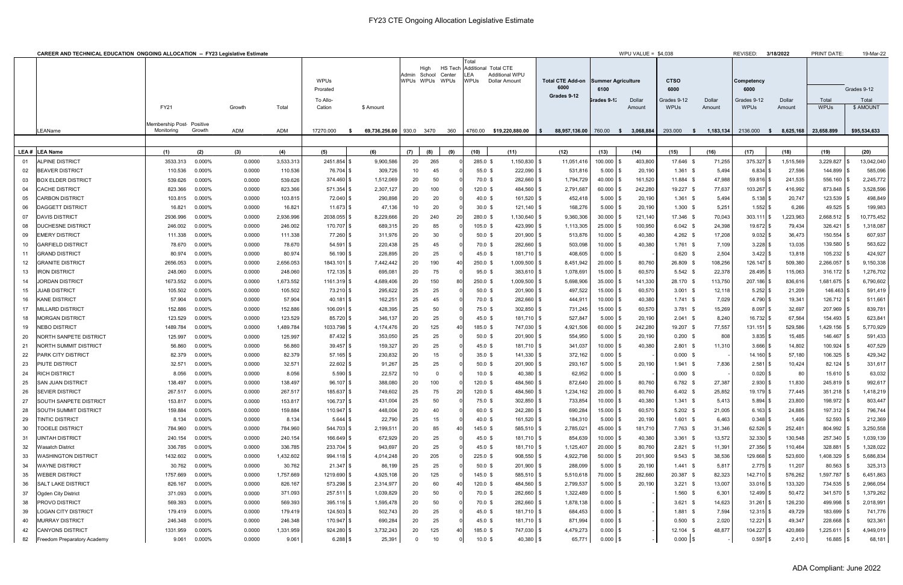# FY23 CTE Ongoing Allocation Legislative Estimate

**CAREER AND TECHNICAL EDUCATION ONGOING ALLOCATION -- FY23 Legislative Estimate**

WPU VALUE = $4,038 | REVISED: 3/18/2022 | PRINT DATE: 19-Mar-22

| LEA # | LEA Name | FY21 Membership Post-Monitoring | Positive Growth | Growth ADM | Total ADM | WPUs Prorated To Allo-Cation | $ Amount | Admin WPUs | High School WPUs | HS Tech Center WPUs | Total Additional LEA WPUs | Total CTE Additional WPU Dollar Amount | Total CTE Add-on 6000 Grades 9-12 | Summer Agriculture 6100 Grades 9-12 | Summer Agriculture Dollar Amount | CTSO 6000 Grades 9-12 WPUs | CTSO Dollar Amount | Competency 6000 Grades 9-12 WPUs | Competency Dollar Amount | Total WPUs | Grades 9-12 Total $ AMOUNT |
|---|---|---|---|---|---|---|---|---|---|---|---|---|---|---|---|---|---|---|---|---|---|
| | LEAName | | | | | 17270.000 | $ 69,736,256.00 | 930.0 | 3470 | 360 | 4760.00 | $19,220,880.00 | $ 88,957,136.00 | 760.00 | $ 3,068,884 | 293.000 | $ 1,183,134 | 2136.000 | $ 8,625,168 | 23,658.899 | $95,534,633 |
| | | (1) | (2) | (3) | (4) | (5) | (6) | (7) | (8) | (9) | (10) | (11) | (12) | (13) | (14) | (15) | (16) | (17) | (18) | (19) | (20) |
| 01 | ALPINE DISTRICT | 3533.313 | 0.000% | 0.0000 | 3,533.313 | 2451.854 | $ 9,900,586 | 20 | 265 | 0 | 285.0 | $ 1,150,830 | $ 11,051,416 | 100.000 | $ 403,800 | 17.646 | $ 71,255 | 375.327 | $ 1,515,569 | 3,229.827 | $ 13,042,040 |
| 02 | BEAVER DISTRICT | 110.536 | 0.000% | 0.0000 | 110.536 | 76.704 | $ 309,726 | 10 | 45 | 0 | 55.0 | $ 222,090 | $ 531,816 | 5.000 | $ 20,190 | 1.361 | $ 5,494 | 6.834 | $ 27,596 | 144.899 | $ 585,096 |
| 03 | BOX ELDER DISTRICT | 539.626 | 0.000% | 0.0000 | 539.626 | 374.460 | $ 1,512,069 | 20 | 50 | 0 | 70.0 | $ 282,660 | $ 1,794,729 | 40.000 | $ 161,520 | 11.884 | $ 47,988 | 59.816 | $ 241,535 | 556.160 | $ 2,245,772 |
| 04 | CACHE DISTRICT | 823.366 | 0.000% | 0.0000 | 823.366 | 571.354 | $ 2,307,127 | 20 | 100 | 0 | 120.0 | $ 484,560 | $ 2,791,687 | 60.000 | $ 242,280 | 19.227 | $ 77,637 | 103.267 | $ 416,992 | 873.848 | $ 3,528,596 |
| 05 | CARBON DISTRICT | 103.815 | 0.000% | 0.0000 | 103.815 | 72.040 | $ 290,898 | 20 | 20 | 0 | 40.0 | $ 161,520 | $ 452,418 | 5.000 | $ 20,190 | 1.361 | $ 5,494 | 5.138 | $ 20,747 | 123.539 | $ 498,849 |
| 06 | DAGGETT DISTRICT | 16.821 | 0.000% | 0.0000 | 16.821 | 11.673 | $ 47,136 | 10 | 20 | 0 | 30.0 | $ 121,140 | $ 168,276 | 5.000 | $ 20,190 | 1.300 | $ 5,251 | 1.552 | $ 6,266 | 49.525 | $ 199,983 |
| 07 | DAVIS DISTRICT | 2936.996 | 0.000% | 0.0000 | 2,936.996 | 2038.055 | $ 8,229,666 | 20 | 240 | 20 | 280.0 | $ 1,130,640 | $ 9,360,306 | 30.000 | $ 121,140 | 17.346 | $ 70,043 | 303.111 | $ 1,223,963 | 2,668.512 | $ 10,775,452 |
| 08 | DUCHESNE DISTRICT | 246.002 | 0.000% | 0.0000 | 246.002 | 170.707 | $ 689,315 | 20 | 85 | 0 | 105.0 | $ 423,990 | $ 1,113,305 | 25.000 | $ 100,950 | 6.042 | $ 24,398 | 19.672 | $ 79,434 | 326.421 | $ 1,318,087 |
| 09 | EMERY DISTRICT | 111.338 | 0.000% | 0.0000 | 111.338 | 77.260 | $ 311,976 | 20 | 30 | 0 | 50.0 | $ 201,900 | $ 513,876 | 10.000 | $ 40,380 | 4.262 | $ 17,208 | 9.032 | $ 36,473 | 150.554 | $ 607,937 |
| 10 | GARFIELD DISTRICT | 78.670 | 0.000% | 0.0000 | 78.670 | 54.591 | $ 220,438 | 25 | 45 | 0 | 70.0 | $ 282,660 | $ 503,098 | 10.000 | $ 40,380 | 1.761 | $ 7,109 | 3.228 | $ 13,035 | 139.580 | $ 563,622 |
| 11 | GRAND DISTRICT | 80.974 | 0.000% | 0.0000 | 80.974 | 56.190 | $ 226,895 | 20 | 25 | 0 | 45.0 | $ 181,710 | $ 408,605 | 0.000 | $ - | 0.620 | $ 2,504 | 3.422 | $ 13,818 | 105.232 | $ 424,927 |
| 12 | GRANITE DISTRICT | 2656.053 | 0.000% | 0.0000 | 2,656.053 | 1843.101 | $ 7,442,442 | 20 | 190 | 40 | 250.0 | $ 1,009,500 | $ 8,451,942 | 20.000 | $ 80,760 | 26.809 | $ 108,256 | 126.147 | $ 509,380 | 2,266.057 | $ 9,150,338 |
| 13 | IRON DISTRICT | 248.060 | 0.000% | 0.0000 | 248.060 | 172.135 | $ 695,081 | 20 | 75 | 0 | 95.0 | $ 383,610 | $ 1,078,691 | 15.000 | $ 60,570 | 5.542 | $ 22,378 | 28.495 | $ 115,063 | 316.172 | $ 1,276,702 |
| 14 | JORDAN DISTRICT | 1673.552 | 0.000% | 0.0000 | 1,673.552 | 1161.319 | $ 4,689,406 | 20 | 150 | 80 | 250.0 | $ 1,009,500 | $ 5,698,906 | 35.000 | $ 141,330 | 28.170 | $ 113,750 | 207.186 | $ 836,616 | 1,681.675 | $ 6,790,602 |
| 15 | JUAB DISTRICT | 105.502 | 0.000% | 0.0000 | 105.502 | 73.210 | $ 295,622 | 25 | 25 | 0 | 50.0 | $ 201,900 | $ 497,522 | 15.000 | $ 60,570 | 3.001 | $ 12,118 | 5.252 | $ 21,209 | 146.463 | $ 591,419 |
| 16 | KANE DISTRICT | 57.904 | 0.000% | 0.0000 | 57.904 | 40.181 | $ 162,251 | 25 | 45 | 0 | 70.0 | $ 282,660 | $ 444,911 | 10.000 | $ 40,380 | 1.741 | $ 7,029 | 4.790 | $ 19,341 | 126.712 | $ 511,661 |
| 17 | MILLARD DISTRICT | 152.886 | 0.000% | 0.0000 | 152.886 | 106.091 | $ 428,395 | 25 | 50 | 0 | 75.0 | $ 302,850 | $ 731,245 | 15.000 | $ 60,570 | 3.781 | $ 15,269 | 8.097 | $ 32,697 | 207.969 | $ 839,781 |
| 18 | MORGAN DISTRICT | 123.529 | 0.000% | 0.0000 | 123.529 | 85.720 | $ 346,137 | 20 | 25 | 0 | 45.0 | $ 181,710 | $ 527,847 | 5.000 | $ 20,190 | 2.041 | $ 8,240 | 16.732 | $ 67,564 | 154.493 | $ 623,841 |
| 19 | NEBO DISTRICT | 1489.784 | 0.000% | 0.0000 | 1,489.784 | 1033.798 | $ 4,174,476 | 20 | 125 | 40 | 185.0 | $ 747,030 | $ 4,921,506 | 60.000 | $ 242,280 | 19.207 | $ 77,557 | 131.151 | $ 529,586 | 1,429.156 | $ 5,770,929 |
| 20 | NORTH SANPETE DISTRICT | 125.997 | 0.000% | 0.0000 | 125.997 | 87.432 | $ 353,050 | 25 | 25 | 0 | 50.0 | $ 201,900 | $ 554,950 | 5.000 | $ 20,190 | 0.200 | $ 808 | 3.835 | $ 15,485 | 146.467 | $ 591,433 |
| 21 | NORTH SUMMIT DISTRICT | 56.860 | 0.000% | 0.0000 | 56.860 | 39.457 | $ 159,327 | 20 | 25 | 0 | 45.0 | $ 181,710 | $ 341,037 | 10.000 | $ 40,380 | 2.801 | $ 11,310 | 3.666 | $ 14,802 | 100.924 | $ 407,529 |
| 22 | PARK CITY DISTRICT | 82.379 | 0.000% | 0.0000 | 82.379 | 57.165 | $ 230,832 | 20 | 15 | 0 | 35.0 | $ 141,330 | $ 372,162 | 0.000 | $ - | 0.000 | $ - | 14.160 | $ 57,180 | 106.325 | $ 429,342 |
| 23 | PIUTE DISTRICT | 32.571 | 0.000% | 0.0000 | 32.571 | 22.602 | $ 91,267 | 25 | 25 | 0 | 50.0 | $ 201,900 | $ 293,167 | 5.000 | $ 20,190 | 1.941 | $ 7,836 | 2.581 | $ 10,424 | 82.124 | $ 331,617 |
| 24 | RICH DISTRICT | 8.056 | 0.000% | 0.0000 | 8.056 | 5.590 | $ 22,572 | 10 | 0 | 0 | 10.0 | $ 40,380 | $ 62,952 | 0.000 | $ - | 0.000 | $ - | 0.020 | $ 80 | 15.610 | $ 63,032 |
| 25 | SAN JUAN DISTRICT | 138.497 | 0.000% | 0.0000 | 138.497 | 96.107 | $ 388,080 | 20 | 100 | 0 | 120.0 | $ 484,560 | $ 872,640 | 20.000 | $ 80,760 | 6.782 | $ 27,387 | 2.930 | $ 11,830 | 245.819 | $ 992,617 |
| 26 | SEVIER DISTRICT | 267.517 | 0.000% | 0.0000 | 267.517 | 185.637 | $ 749,602 | 25 | 75 | 20 | 120.0 | $ 484,560 | $ 1,234,162 | 20.000 | $ 80,760 | 6.402 | $ 25,852 | 19.179 | $ 77,445 | 351.218 | $ 1,418,219 |
| 27 | SOUTH SANPETE DISTRICT | 153.817 | 0.000% | 0.0000 | 153.817 | 106.737 | $ 431,004 | 25 | 50 | 0 | 75.0 | $ 302,850 | $ 733,854 | 10.000 | $ 40,380 | 1.341 | $ 5,413 | 5.894 | $ 23,800 | 198.972 | $ 803,447 |
| 28 | SOUTH SUMMIT DISTRICT | 159.884 | 0.000% | 0.0000 | 159.884 | 110.947 | $ 448,004 | 20 | 40 | 0 | 60.0 | $ 242,280 | $ 690,284 | 15.000 | $ 60,570 | 5.202 | $ 21,005 | 6.163 | $ 24,885 | 197.312 | $ 796,744 |
| 29 | TINTIC DISTRICT | 8.134 | 0.000% | 0.0000 | 8.134 | 5.644 | $ 22,790 | 25 | 15 | 0 | 40.0 | $ 161,520 | $ 184,310 | 5.000 | $ 20,190 | 1.601 | $ 6,463 | 0.348 | $ 1,406 | 52.593 | $ 212,369 |
| 30 | TOOELE DISTRICT | 784.960 | 0.000% | 0.0000 | 784.960 | 544.703 | $ 2,199,511 | 20 | 85 | 40 | 145.0 | $ 585,510 | $ 2,785,021 | 45.000 | $ 181,710 | 7.763 | $ 31,346 | 62.526 | $ 252,481 | 804.992 | $ 3,250,558 |
| 31 | UINTAH DISTRICT | 240.154 | 0.000% | 0.0000 | 240.154 | 166.649 | $ 672,929 | 20 | 25 | 0 | 45.0 | $ 181,710 | $ 854,639 | 10.000 | $ 40,380 | 3.361 | $ 13,572 | 32.330 | $ 130,548 | 257.340 | $ 1,039,139 |
| 32 | Wasatch District | 336.785 | 0.000% | 0.0000 | 336.785 | 233.704 | $ 943,697 | 20 | 25 | 0 | 45.0 | $ 181,710 | $ 1,125,407 | 20.000 | $ 80,760 | 2.821 | $ 11,391 | 27.356 | $ 110,464 | 328.881 | $ 1,328,022 |
| 33 | WASHINGTON DISTRICT | 1432.602 | 0.000% | 0.0000 | 1,432.602 | 994.118 | $ 4,014,248 | 20 | 205 | 0 | 225.0 | $ 908,550 | $ 4,922,798 | 50.000 | $ 201,900 | 9.543 | $ 38,536 | 129.668 | $ 523,600 | 1,408.329 | $ 5,686,834 |
| 34 | WAYNE DISTRICT | 30.762 | 0.000% | 0.0000 | 30.762 | 21.347 | $ 86,199 | 25 | 25 | 0 | 50.0 | $ 201,900 | $ 288,099 | 5.000 | $ 20,190 | 1.441 | $ 5,817 | 2.775 | $ 11,207 | 80.563 | $ 325,313 |
| 35 | WEBER DISTRICT | 1757.669 | 0.000% | 0.0000 | 1,757.669 | 1219.690 | $ 4,925,108 | 20 | 125 | 0 | 145.0 | $ 585,510 | $ 5,510,618 | 70.000 | $ 282,660 | 20.387 | $ 82,323 | 142.710 | $ 576,262 | 1,597.787 | $ 6,451,863 |
| 36 | SALT LAKE DISTRICT | 826.167 | 0.000% | 0.0000 | 826.167 | 573.298 | $ 2,314,977 | 20 | 60 | 40 | 120.0 | $ 484,560 | $ 2,799,537 | 5.000 | $ 20,190 | 3.221 | $ 13,007 | 33.016 | $ 133,320 | 734.535 | $ 2,966,054 |
| 37 | Ogden City District | 371.093 | 0.000% | 0.0000 | 371.093 | 257.511 | $ 1,039,829 | 20 | 50 | 0 | 70.0 | $ 282,660 | $ 1,322,489 | 0.000 | $ - | 1.560 | $ 6,301 | 12.499 | $ 50,472 | 341.570 | $ 1,379,262 |
| 38 | PROVO DISTRICT | 569.393 | 0.000% | 0.0000 | 569.393 | 395.116 | $ 1,595,478 | 20 | 50 | 0 | 70.0 | $ 282,660 | $ 1,878,138 | 0.000 | $ - | 3.621 | $ 14,623 | 31.261 | $ 126,230 | 499.998 | $ 2,018,991 |
| 39 | LOGAN CITY DISTRICT | 179.419 | 0.000% | 0.0000 | 179.419 | 124.503 | $ 502,743 | 20 | 25 | 0 | 45.0 | $ 181,710 | $ 684,453 | 0.000 | $ - | 1.881 | $ 7,594 | 12.315 | $ 49,729 | 183.699 | $ 741,776 |
| 40 | MURRAY DISTRICT | 246.348 | 0.000% | 0.0000 | 246.348 | 170.947 | $ 690,284 | 20 | 25 | 0 | 45.0 | $ 181,710 | $ 871,994 | 0.000 | $ - | 0.500 | $ 2,020 | 12.221 | $ 49,347 | 228.668 | $ 923,361 |
| 42 | CANYONS DISTRICT | 1331.959 | 0.000% | 0.0000 | 1,331.959 | 924.280 | $ 3,732,243 | 20 | 125 | 40 | 185.0 | $ 747,030 | $ 4,479,273 | 0.000 | $ - | 12.104 | $ 48,877 | 104.227 | $ 420,869 | 1,225.611 | $ 4,949,019 |
| 82 | Freedom Preparatory Academy | 9.061 | 0.000% | 0.0000 | 9.061 | 6.288 | $ 25,391 | 0 | 10 | 0 | 10.0 | $ 40,380 | $ 65,771 | 0.000 | $ - | 0.000 | $ - | 0.597 | $ 2,410 | 16.885 | $ 68,181 |

ADA Compliant: June 2022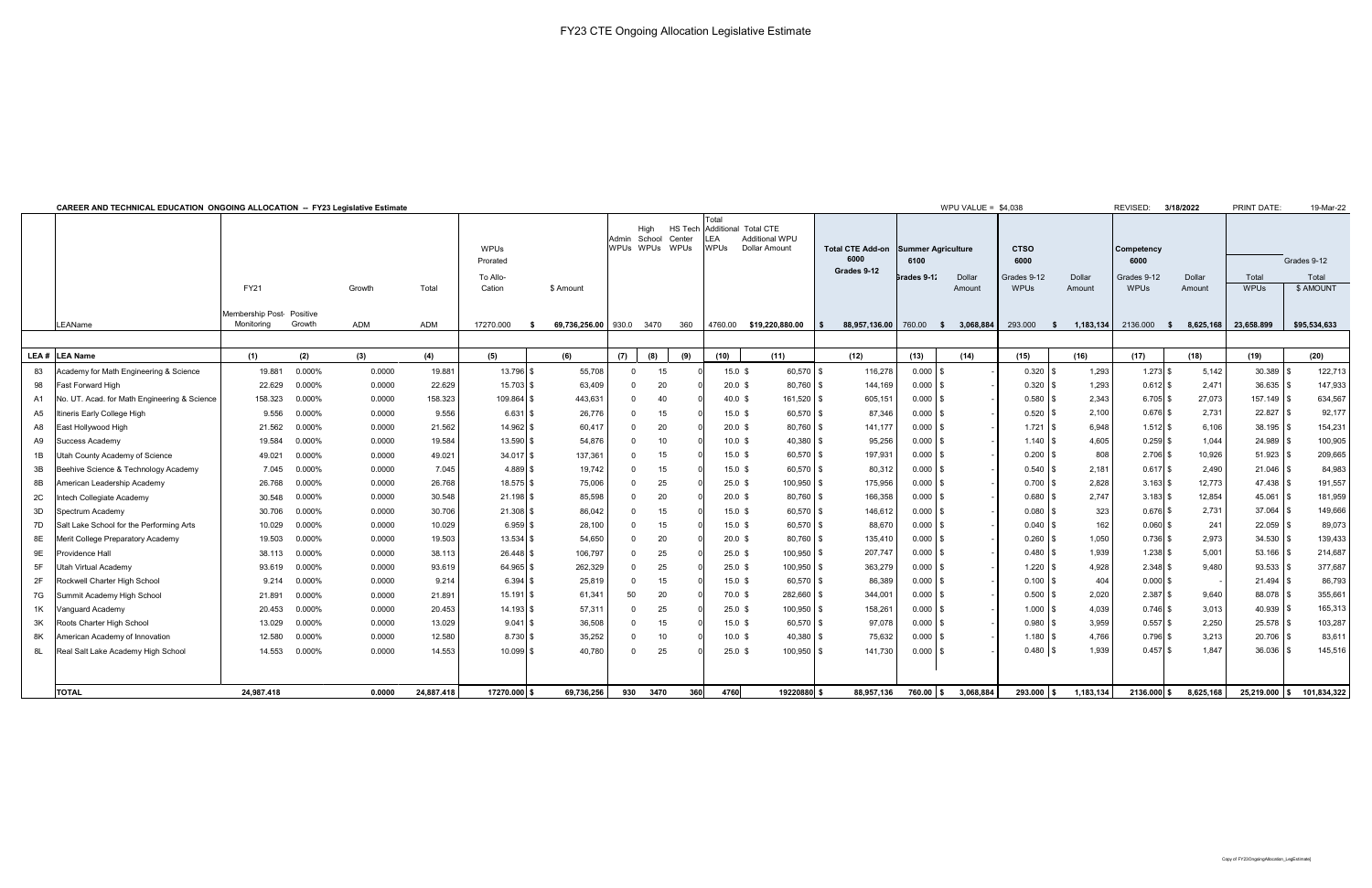# FY23 CTE Ongoing Allocation Legislative Estimate

**CAREER AND TECHNICAL EDUCATION ONGOING ALLOCATION -- FY23 Legislative Estimate**

WPU VALUE = $4,038 | REVISED: 3/18/2022 | PRINT DATE: 19-Mar-22

| LEA # | LEA Name | FY21 Membership Post-Monitoring | Positive Growth | Growth ADM | Total ADM | WPUs Prorated To Allo-Cation | $ Amount | Admin WPUs | High School WPUs | HS Tech Center WPUs | Total Additional LEA WPUs | Total CTE Additional WPU Dollar Amount | Total CTE Add-on 6000 Grades 9-12 | Summer Agriculture 6100 Grades 9-12 | Summer Agriculture Dollar Amount | CTSO 6000 Grades 9-12 WPUs | CTSO Dollar Amount | Competency 6000 Grades 9-12 WPUs | Competency Dollar Amount | Total WPUs | Grades 9-12 Total $ AMOUNT |
|---|---|---|---|---|---|---|---|---|---|---|---|---|---|---|---|---|---|---|---|---|---|
| | LEAName | | | | | 17270.000 | $ 69,736,256.00 | 930.0 | 3470 | 360 | 4760.00 | $19,220,880.00 | $ 88,957,136.00 | 760.00 | $ 3,068,884 | 293.000 | $ 1,183,134 | 2136.000 | $ 8,625,168 | 23,658.899 | $95,534,633 |
| | | (1) | (2) | (3) | (4) | (5) | (6) | (7) | (8) | (9) | (10) | (11) | (12) | (13) | (14) | (15) | (16) | (17) | (18) | (19) | (20) |
| 83 | Academy for Math Engineering & Science | 19.881 | 0.000% | 0.0000 | 19.881 | 13.796 | $ 55,708 | 0 | 15 | 0 | 15.0 | $ 60,570 | $ 116,278 | 0.000 | $ - | 0.320 | $ 1,293 | 1.273 | $ 5,142 | 30.389 | $ 122,713 |
| 98 | Fast Forward High | 22.629 | 0.000% | 0.0000 | 22.629 | 15.703 | $ 63,409 | 0 | 20 | 0 | 20.0 | $ 80,760 | $ 144,169 | 0.000 | $ - | 0.320 | $ 1,293 | 0.612 | $ 2,471 | 36.635 | $ 147,933 |
| A1 | No. UT. Acad. for Math Engineering & Science | 158.323 | 0.000% | 0.0000 | 158.323 | 109.864 | $ 443,631 | 0 | 40 | 0 | 40.0 | $ 161,520 | $ 605,151 | 0.000 | $ - | 0.580 | $ 2,343 | 6.705 | $ 27,073 | 157.149 | $ 634,567 |
| A5 | Itineris Early College High | 9.556 | 0.000% | 0.0000 | 9.556 | 6.631 | $ 26,776 | 0 | 15 | 0 | 15.0 | $ 60,570 | $ 87,346 | 0.000 | $ - | 0.520 | $ 2,100 | 0.676 | $ 2,731 | 22.827 | $ 92,177 |
| A8 | East Hollywood High | 21.562 | 0.000% | 0.0000 | 21.562 | 14.962 | $ 60,417 | 0 | 20 | 0 | 20.0 | $ 80,760 | $ 141,177 | 0.000 | $ - | 1.721 | $ 6,948 | 1.512 | $ 6,106 | 38.195 | $ 154,231 |
| A9 | Success Academy | 19.584 | 0.000% | 0.0000 | 19.584 | 13.590 | $ 54,876 | 0 | 10 | 0 | 10.0 | $ 40,380 | $ 95,256 | 0.000 | $ - | 1.140 | $ 4,605 | 0.259 | $ 1,044 | 24.989 | $ 100,905 |
| 1B | Utah County Academy of Science | 49.021 | 0.000% | 0.0000 | 49.021 | 34.017 | $ 137,361 | 0 | 15 | 0 | 15.0 | $ 60,570 | $ 197,931 | 0.000 | $ - | 0.200 | $ 808 | 2.706 | $ 10,926 | 51.923 | $ 209,665 |
| 3B | Beehive Science & Technology Academy | 7.045 | 0.000% | 0.0000 | 7.045 | 4.889 | $ 19,742 | 0 | 15 | 0 | 15.0 | $ 60,570 | $ 80,312 | 0.000 | $ - | 0.540 | $ 2,181 | 0.617 | $ 2,490 | 21.046 | $ 84,983 |
| 8B | American Leadership Academy | 26.768 | 0.000% | 0.0000 | 26.768 | 18.575 | $ 75,006 | 0 | 25 | 0 | 25.0 | $ 100,950 | $ 175,956 | 0.000 | $ - | 0.700 | $ 2,828 | 3.163 | $ 12,773 | 47.438 | $ 191,557 |
| 2C | Intech Collegiate Academy | 30.548 | 0.000% | 0.0000 | 30.548 | 21.198 | $ 85,598 | 0 | 20 | 0 | 20.0 | $ 80,760 | $ 166,358 | 0.000 | $ - | 0.680 | $ 2,747 | 3.183 | $ 12,854 | 45.061 | $ 181,959 |
| 3D | Spectrum Academy | 30.706 | 0.000% | 0.0000 | 30.706 | 21.308 | $ 86,042 | 0 | 15 | 0 | 15.0 | $ 60,570 | $ 146,612 | 0.000 | $ - | 0.080 | $ 323 | 0.676 | $ 2,731 | 37.064 | $ 149,666 |
| 7D | Salt Lake School for the Performing Arts | 10.029 | 0.000% | 0.0000 | 10.029 | 6.959 | $ 28,100 | 0 | 15 | 0 | 15.0 | $ 60,570 | $ 88,670 | 0.000 | $ - | 0.040 | $ 162 | 0.060 | $ 241 | 22.059 | $ 89,073 |
| 8E | Merit College Preparatory Academy | 19.503 | 0.000% | 0.0000 | 19.503 | 13.534 | $ 54,650 | 0 | 20 | 0 | 20.0 | $ 80,760 | $ 135,410 | 0.000 | $ - | 0.260 | $ 1,050 | 0.736 | $ 2,973 | 34.530 | $ 139,433 |
| 9E | Providence Hall | 38.113 | 0.000% | 0.0000 | 38.113 | 26.448 | $ 106,797 | 0 | 25 | 0 | 25.0 | $ 100,950 | $ 207,747 | 0.000 | $ - | 0.480 | $ 1,939 | 1.238 | $ 5,001 | 53.166 | $ 214,687 |
| 5F | Utah Virtual Academy | 93.619 | 0.000% | 0.0000 | 93.619 | 64.965 | $ 262,329 | 0 | 25 | 0 | 25.0 | $ 100,950 | $ 363,279 | 0.000 | $ - | 1.220 | $ 4,928 | 2.348 | $ 9,480 | 93.533 | $ 377,687 |
| 2F | Rockwell Charter High School | 9.214 | 0.000% | 0.0000 | 9.214 | 6.394 | $ 25,819 | 0 | 15 | 0 | 15.0 | $ 60,570 | $ 86,389 | 0.000 | $ - | 0.100 | $ 404 | 0.000 | $ - | 21.494 | $ 86,793 |
| 7G | Summit Academy High School | 21.891 | 0.000% | 0.0000 | 21.891 | 15.191 | $ 61,341 | 50 | 20 | 0 | 70.0 | $ 282,660 | $ 344,001 | 0.000 | $ - | 0.500 | $ 2,020 | 2.387 | $ 9,640 | 88.078 | $ 355,661 |
| 1K | Vanguard Academy | 20.453 | 0.000% | 0.0000 | 20.453 | 14.193 | $ 57,311 | 0 | 25 | 0 | 25.0 | $ 100,950 | $ 158,261 | 0.000 | $ - | 1.000 | $ 4,039 | 0.746 | $ 3,013 | 40.939 | $ 165,313 |
| 3K | Roots Charter High School | 13.029 | 0.000% | 0.0000 | 13.029 | 9.041 | $ 36,508 | 0 | 15 | 0 | 15.0 | $ 60,570 | $ 97,078 | 0.000 | $ - | 0.980 | $ 3,959 | 0.557 | $ 2,250 | 25.578 | $ 103,287 |
| 8K | American Academy of Innovation | 12.580 | 0.000% | 0.0000 | 12.580 | 8.730 | $ 35,252 | 0 | 10 | 0 | 10.0 | $ 40,380 | $ 75,632 | 0.000 | $ - | 1.180 | $ 4,766 | 0.796 | $ 3,213 | 20.706 | $ 83,611 |
| 8L | Real Salt Lake Academy High School | 14.553 | 0.000% | 0.0000 | 14.553 | 10.099 | $ 40,780 | 0 | 25 | 0 | 25.0 | $ 100,950 | $ 141,730 | 0.000 | $ - | 0.480 | $ 1,939 | 0.457 | $ 1,847 | 36.036 | $ 145,516 |
| | **TOTAL** | 24,987.418 | | 0.0000 | 24,887.418 | 17270.000 | $ 69,736,256 | 930 | 3470 | 360 | 4760 | 19220880 | $ 88,957,136 | 760.00 | $ 3,068,884 | 293.000 | $ 1,183,134 | 2136.000 | $ 8,625,168 | 25,219.000 | $ 101,834,322 |